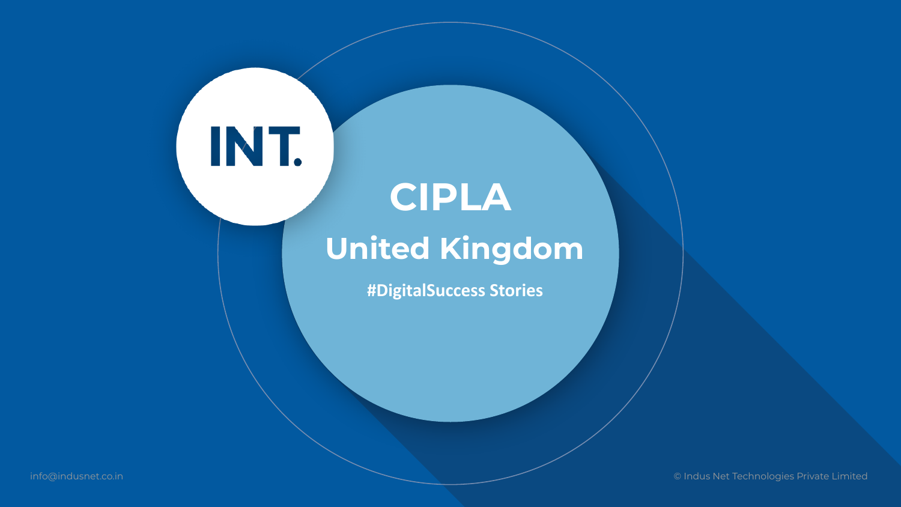INT.

# CIPLA

## United Kingdom

#DigitalSuccess Stories

info@indusnet.co.in

© Indus Net Technologies Private Limited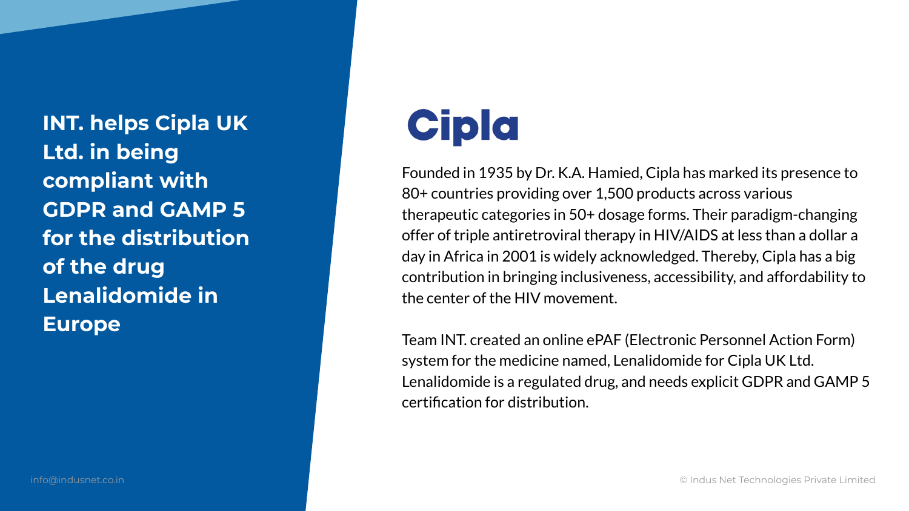# INT. helps Cipla UK Ltd. in being compliant with GDPR and GAMP 5 for the distribution of the drug Lenalidomide in Europe

## Cipla

Founded in 1935 by Dr. K.A. Hamied, Cipla has marked its presence to 80+ countries providing over 1,500 products across various therapeutic categories in 50+ dosage forms. Their paradigm-changing offer of triple antiretroviral therapy in HIV/AIDS at less than a dollar a day in Africa in 2001 is widely acknowledged. Thereby, Cipla has a big contribution in bringing inclusiveness, accessibility, and affordability to the center of the HIV movement.

Team INT. created an online ePAF (Electronic Personnel Action Form) system for the medicine named, Lenalidomide for Cipla UK Ltd. Lenalidomide is a regulated drug, and needs explicit GDPR and GAMP 5 certification for distribution.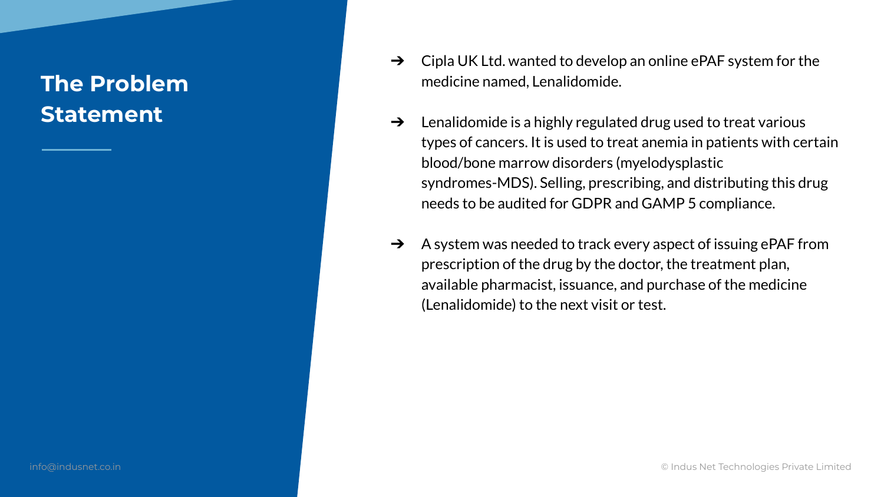## The Problem Statement

- Cipla UK Ltd. wanted to develop an online ePAF system for the medicine named, Lenalidomide.

- Lenalidomide is a highly regulated drug used to treat various types of cancers. It is used to treat anemia in patients with certain blood/bone marrow disorders (myelodysplastic syndromes-MDS). Selling, prescribing, and distributing this drug needs to be audited for GDPR and GAMP 5 compliance.

- A system was needed to track every aspect of issuing ePAF from prescription of the drug by the doctor, the treatment plan, available pharmacist, issuance, and purchase of the medicine (Lenalidomide) to the next visit or test.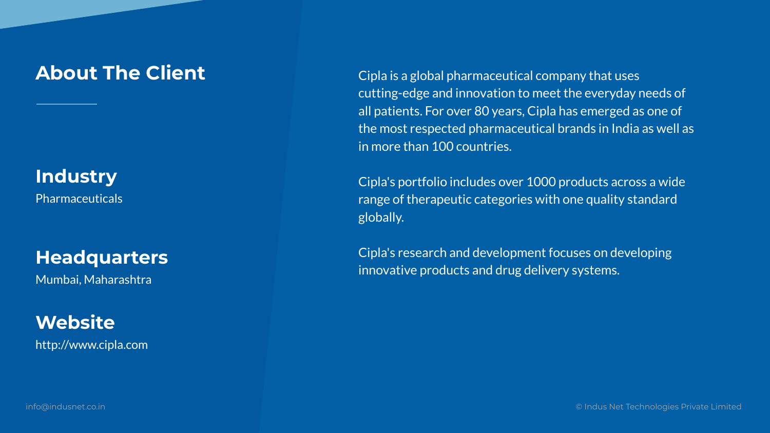# About The Client

## Industry

Pharmaceuticals

## Headquarters

Mumbai, Maharashtra

## Website

http://www.cipla.com

Cipla is a global pharmaceutical company that uses cutting-edge and innovation to meet the everyday needs of all patients. For over 80 years, Cipla has emerged as one of the most respected pharmaceutical brands in India as well as in more than 100 countries.

Cipla's portfolio includes over 1000 products across a wide range of therapeutic categories with one quality standard globally.

Cipla's research and development focuses on developing innovative products and drug delivery systems.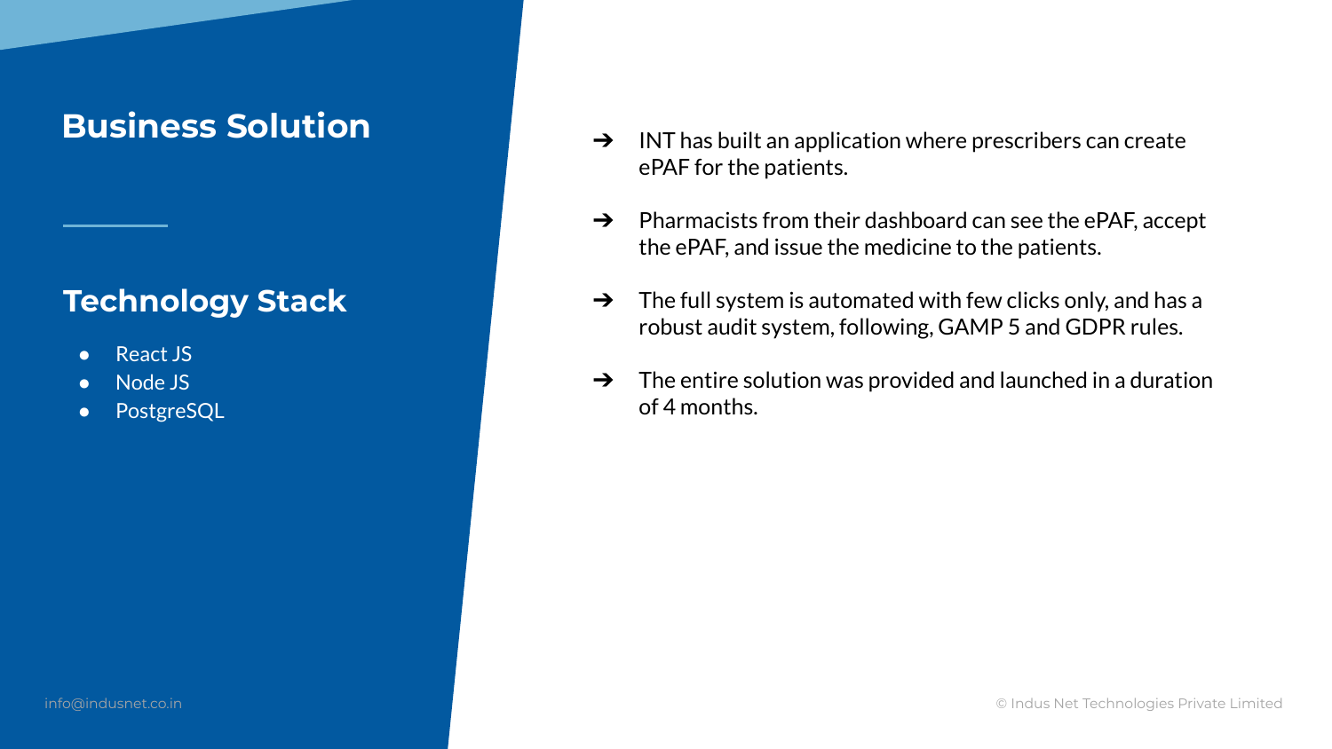## Business Solution

- INT has built an application where prescribers can create ePAF for the patients.
- Pharmacists from their dashboard can see the ePAF, accept the ePAF, and issue the medicine to the patients.
- The full system is automated with few clicks only, and has a robust audit system, following, GAMP 5 and GDPR rules.
- The entire solution was provided and launched in a duration of 4 months.

## Technology Stack

- React JS
- Node JS
- PostgreSQL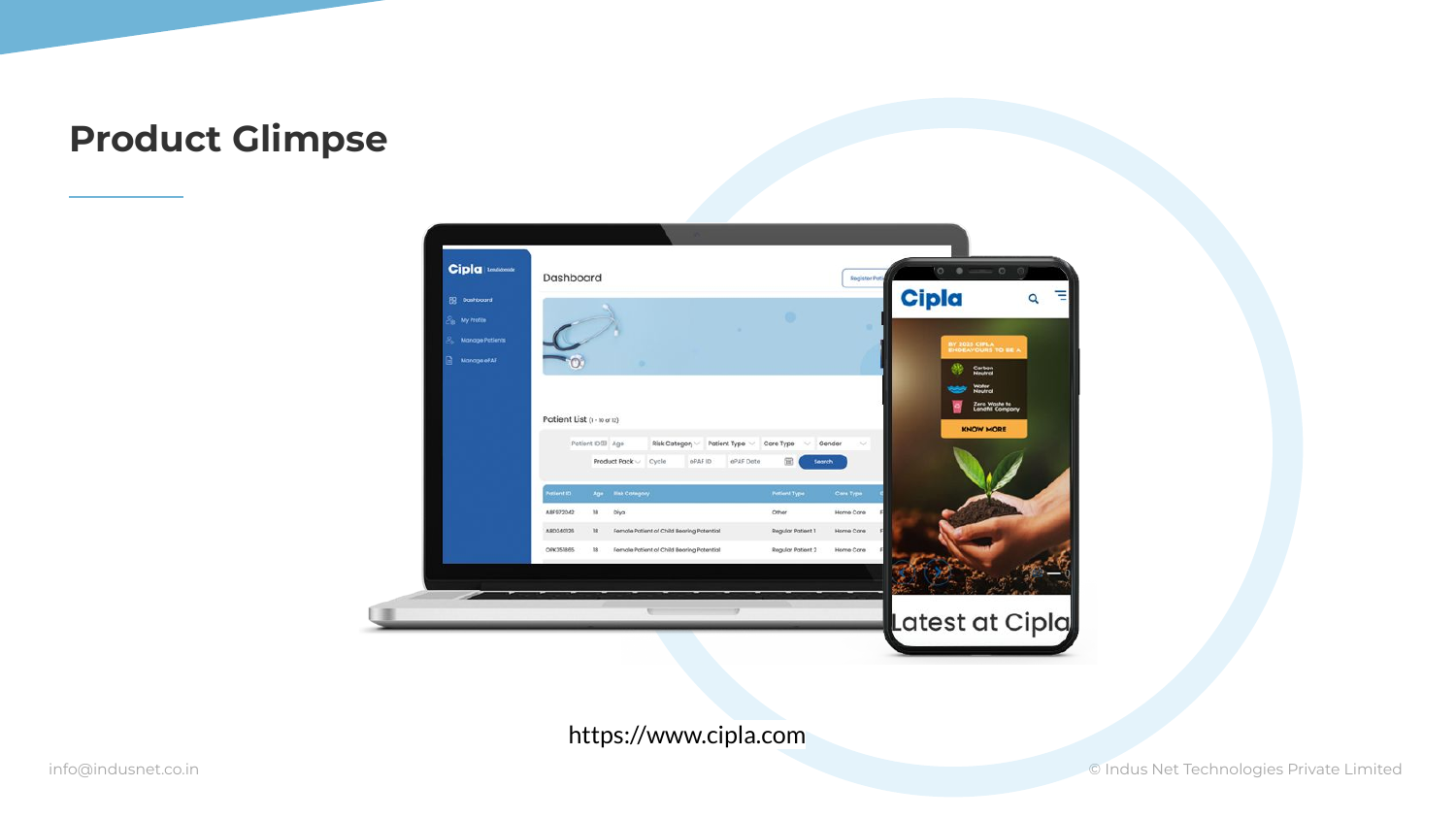# Product Glimpse

https://www.cipla.com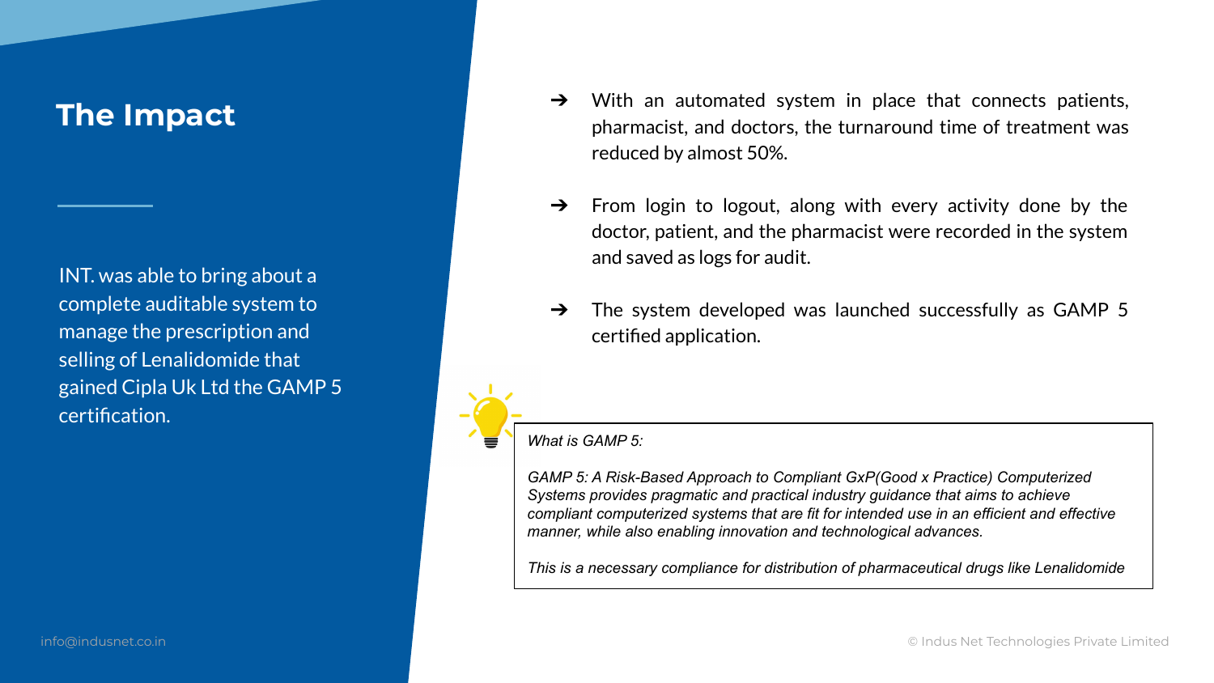# The Impact

INT. was able to bring about a complete auditable system to manage the prescription and selling of Lenalidomide that gained Cipla Uk Ltd the GAMP 5 certification.

- With an automated system in place that connects patients, pharmacist, and doctors, the turnaround time of treatment was reduced by almost 50%.
- From login to logout, along with every activity done by the doctor, patient, and the pharmacist were recorded in the system and saved as logs for audit.
- The system developed was launched successfully as GAMP 5 certified application.

*What is GAMP 5:*

*GAMP 5: A Risk-Based Approach to Compliant GxP(Good x Practice) Computerized Systems provides pragmatic and practical industry guidance that aims to achieve compliant computerized systems that are fit for intended use in an efficient and effective manner, while also enabling innovation and technological advances.*

*This is a necessary compliance for distribution of pharmaceutical drugs like Lenalidomide*

info@indusnet.co.in

© Indus Net Technologies Private Limited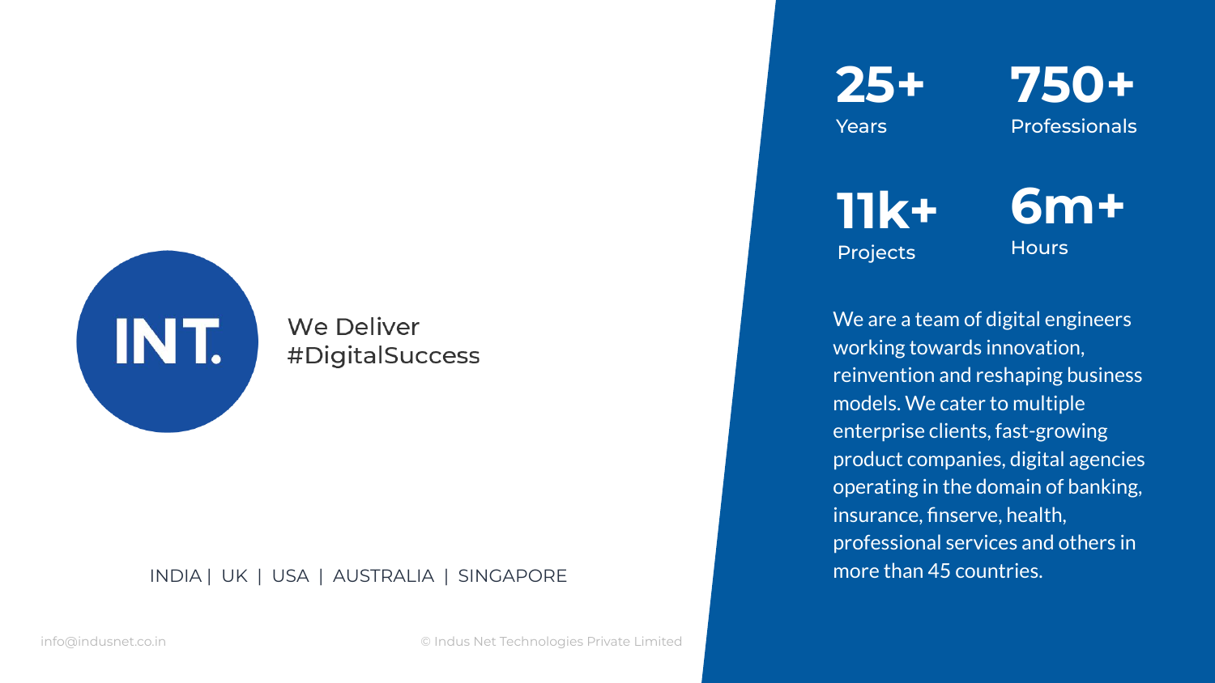INT.

We Deliver
#DigitalSuccess

INDIA | UK | USA | AUSTRALIA | SINGAPORE

info@indusnet.co.in

© Indus Net Technologies Private Limited

**25+**
Years

**750+**
Professionals

**11k+**
Projects

**6m+**
Hours

We are a team of digital engineers working towards innovation, reinvention and reshaping business models. We cater to multiple enterprise clients, fast-growing product companies, digital agencies operating in the domain of banking, insurance, finserve, health, professional services and others in more than 45 countries.